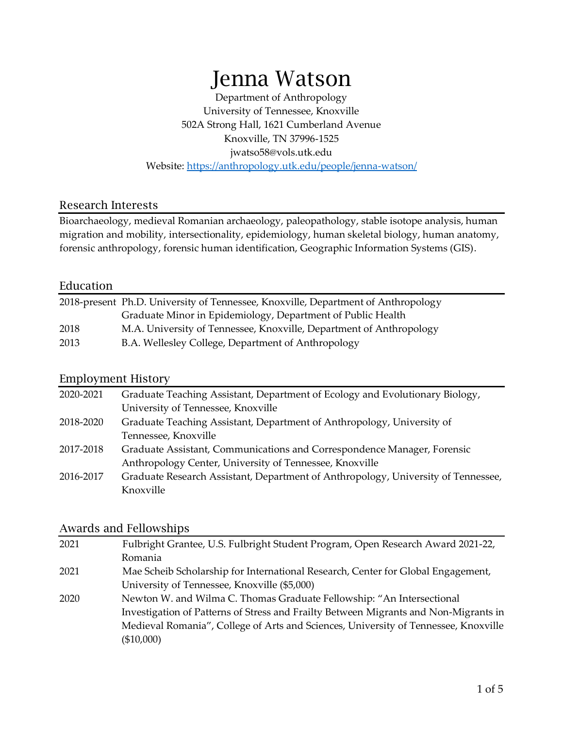# Jenna Watson

Department of Anthropology
University of Tennessee, Knoxville
502A Strong Hall, 1621 Cumberland Avenue
Knoxville, TN 37996-1525
jwatso58@vols.utk.edu
Website: https://anthropology.utk.edu/people/jenna-watson/

## Research Interests

Bioarchaeology, medieval Romanian archaeology, paleopathology, stable isotope analysis, human migration and mobility, intersectionality, epidemiology, human skeletal biology, human anatomy, forensic anthropology, forensic human identification, Geographic Information Systems (GIS).

## Education

| | |
|---|---|
| 2018-present | Ph.D. University of Tennessee, Knoxville, Department of Anthropology<br>Graduate Minor in Epidemiology, Department of Public Health |
| 2018 | M.A. University of Tennessee, Knoxville, Department of Anthropology |
| 2013 | B.A. Wellesley College, Department of Anthropology |

## Employment History

| | |
|---|---|
| 2020-2021 | Graduate Teaching Assistant, Department of Ecology and Evolutionary Biology, University of Tennessee, Knoxville |
| 2018-2020 | Graduate Teaching Assistant, Department of Anthropology, University of Tennessee, Knoxville |
| 2017-2018 | Graduate Assistant, Communications and Correspondence Manager, Forensic Anthropology Center, University of Tennessee, Knoxville |
| 2016-2017 | Graduate Research Assistant, Department of Anthropology, University of Tennessee, Knoxville |

## Awards and Fellowships

| | |
|---|---|
| 2021 | Fulbright Grantee, U.S. Fulbright Student Program, Open Research Award 2021-22, Romania |
| 2021 | Mae Scheib Scholarship for International Research, Center for Global Engagement, University of Tennessee, Knoxville ($5,000) |
| 2020 | Newton W. and Wilma C. Thomas Graduate Fellowship: "An Intersectional Investigation of Patterns of Stress and Frailty Between Migrants and Non-Migrants in Medieval Romania", College of Arts and Sciences, University of Tennessee, Knoxville ($10,000) |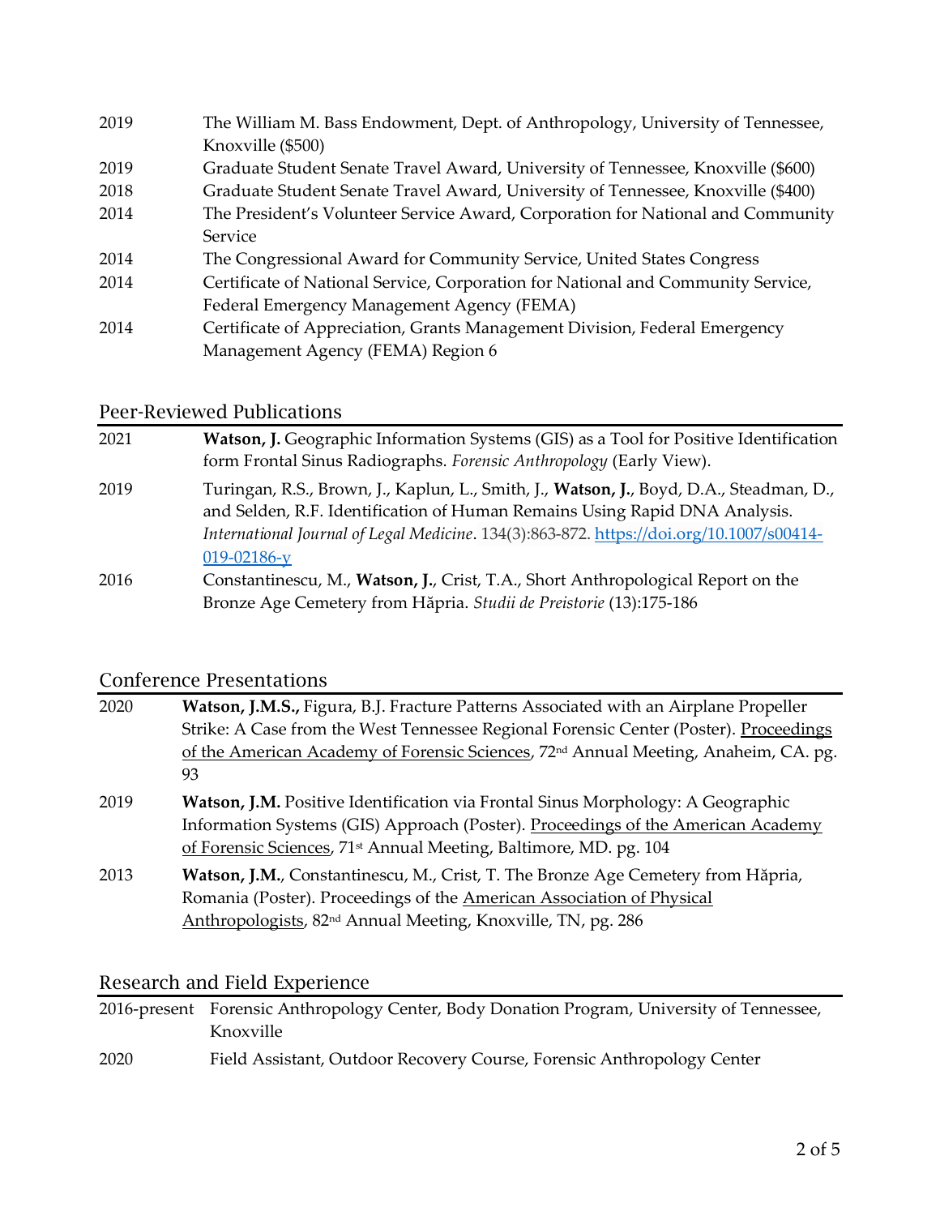| | |
|---|---|
| 2019 | The William M. Bass Endowment, Dept. of Anthropology, University of Tennessee, Knoxville ($500) |
| 2019 | Graduate Student Senate Travel Award, University of Tennessee, Knoxville ($600) |
| 2018 | Graduate Student Senate Travel Award, University of Tennessee, Knoxville ($400) |
| 2014 | The President's Volunteer Service Award, Corporation for National and Community Service |
| 2014 | The Congressional Award for Community Service, United States Congress |
| 2014 | Certificate of National Service, Corporation for National and Community Service, Federal Emergency Management Agency (FEMA) |
| 2014 | Certificate of Appreciation, Grants Management Division, Federal Emergency Management Agency (FEMA) Region 6 |

## Peer-Reviewed Publications

| | |
|---|---|
| 2021 | **Watson, J.** Geographic Information Systems (GIS) as a Tool for Positive Identification form Frontal Sinus Radiographs. *Forensic Anthropology* (Early View). |
| 2019 | Turingan, R.S., Brown, J., Kaplun, L., Smith, J., **Watson, J.**, Boyd, D.A., Steadman, D., and Selden, R.F. Identification of Human Remains Using Rapid DNA Analysis. *International Journal of Legal Medicine*. 134(3):863-872. https://doi.org/10.1007/s00414-019-02186-y |
| 2016 | Constantinescu, M., **Watson, J.**, Crist, T.A., Short Anthropological Report on the Bronze Age Cemetery from Hăpria. *Studii de Preistorie* (13):175-186 |

## Conference Presentations

| | |
|---|---|
| 2020 | **Watson, J.M.S.,** Figura, B.J. Fracture Patterns Associated with an Airplane Propeller Strike: A Case from the West Tennessee Regional Forensic Center (Poster). Proceedings of the American Academy of Forensic Sciences, 72nd Annual Meeting, Anaheim, CA. pg. 93 |
| 2019 | **Watson, J.M.** Positive Identification via Frontal Sinus Morphology: A Geographic Information Systems (GIS) Approach (Poster). Proceedings of the American Academy of Forensic Sciences, 71st Annual Meeting, Baltimore, MD. pg. 104 |
| 2013 | **Watson, J.M.**, Constantinescu, M., Crist, T. The Bronze Age Cemetery from Hăpria, Romania (Poster). Proceedings of the American Association of Physical Anthropologists, 82nd Annual Meeting, Knoxville, TN, pg. 286 |

## Research and Field Experience

| | |
|---|---|
| 2016-present | Forensic Anthropology Center, Body Donation Program, University of Tennessee, Knoxville |
| 2020 | Field Assistant, Outdoor Recovery Course, Forensic Anthropology Center |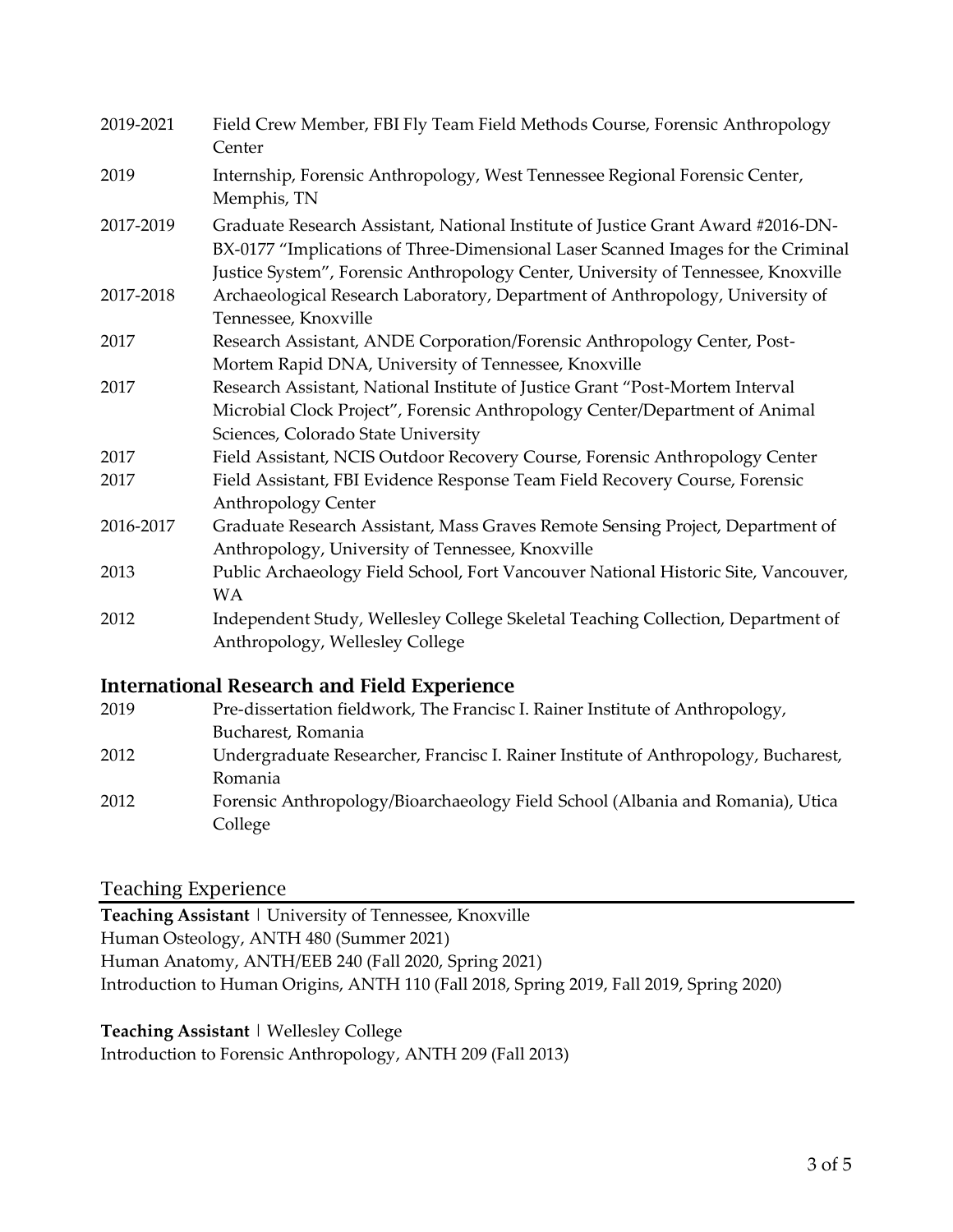| | |
|---|---|
| 2019-2021 | Field Crew Member, FBI Fly Team Field Methods Course, Forensic Anthropology Center |
| 2019 | Internship, Forensic Anthropology, West Tennessee Regional Forensic Center, Memphis, TN |
| 2017-2019 | Graduate Research Assistant, National Institute of Justice Grant Award #2016-DN-BX-0177 "Implications of Three-Dimensional Laser Scanned Images for the Criminal Justice System", Forensic Anthropology Center, University of Tennessee, Knoxville |
| 2017-2018 | Archaeological Research Laboratory, Department of Anthropology, University of Tennessee, Knoxville |
| 2017 | Research Assistant, ANDE Corporation/Forensic Anthropology Center, Post-Mortem Rapid DNA, University of Tennessee, Knoxville |
| 2017 | Research Assistant, National Institute of Justice Grant "Post-Mortem Interval Microbial Clock Project", Forensic Anthropology Center/Department of Animal Sciences, Colorado State University |
| 2017 | Field Assistant, NCIS Outdoor Recovery Course, Forensic Anthropology Center |
| 2017 | Field Assistant, FBI Evidence Response Team Field Recovery Course, Forensic Anthropology Center |
| 2016-2017 | Graduate Research Assistant, Mass Graves Remote Sensing Project, Department of Anthropology, University of Tennessee, Knoxville |
| 2013 | Public Archaeology Field School, Fort Vancouver National Historic Site, Vancouver, WA |
| 2012 | Independent Study, Wellesley College Skeletal Teaching Collection, Department of Anthropology, Wellesley College |

### International Research and Field Experience

| | |
|---|---|
| 2019 | Pre-dissertation fieldwork, The Francisc I. Rainer Institute of Anthropology, Bucharest, Romania |
| 2012 | Undergraduate Researcher, Francisc I. Rainer Institute of Anthropology, Bucharest, Romania |
| 2012 | Forensic Anthropology/Bioarchaeology Field School (Albania and Romania), Utica College |

## Teaching Experience

**Teaching Assistant** | University of Tennessee, Knoxville
Human Osteology, ANTH 480 (Summer 2021)
Human Anatomy, ANTH/EEB 240 (Fall 2020, Spring 2021)
Introduction to Human Origins, ANTH 110 (Fall 2018, Spring 2019, Fall 2019, Spring 2020)

**Teaching Assistant** | Wellesley College
Introduction to Forensic Anthropology, ANTH 209 (Fall 2013)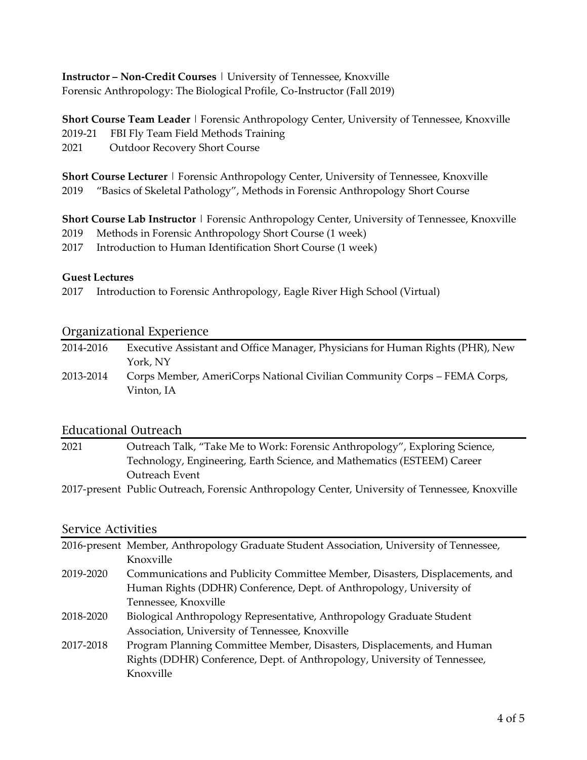**Instructor – Non-Credit Courses** | University of Tennessee, Knoxville
Forensic Anthropology: The Biological Profile, Co-Instructor (Fall 2019)

**Short Course Team Leader** | Forensic Anthropology Center, University of Tennessee, Knoxville
2019-21 FBI Fly Team Field Methods Training
2021 Outdoor Recovery Short Course

**Short Course Lecturer** | Forensic Anthropology Center, University of Tennessee, Knoxville
2019 "Basics of Skeletal Pathology", Methods in Forensic Anthropology Short Course

**Short Course Lab Instructor** | Forensic Anthropology Center, University of Tennessee, Knoxville
2019 Methods in Forensic Anthropology Short Course (1 week)
2017 Introduction to Human Identification Short Course (1 week)

**Guest Lectures**
2017 Introduction to Forensic Anthropology, Eagle River High School (Virtual)

## Organizational Experience

2014-2016 Executive Assistant and Office Manager, Physicians for Human Rights (PHR), New York, NY

2013-2014 Corps Member, AmeriCorps National Civilian Community Corps – FEMA Corps, Vinton, IA

## Educational Outreach

2021 Outreach Talk, "Take Me to Work: Forensic Anthropology", Exploring Science, Technology, Engineering, Earth Science, and Mathematics (ESTEEM) Career Outreach Event

2017-present Public Outreach, Forensic Anthropology Center, University of Tennessee, Knoxville

## Service Activities

2016-present Member, Anthropology Graduate Student Association, University of Tennessee, Knoxville

2019-2020 Communications and Publicity Committee Member, Disasters, Displacements, and Human Rights (DDHR) Conference, Dept. of Anthropology, University of Tennessee, Knoxville

2018-2020 Biological Anthropology Representative, Anthropology Graduate Student Association, University of Tennessee, Knoxville

2017-2018 Program Planning Committee Member, Disasters, Displacements, and Human Rights (DDHR) Conference, Dept. of Anthropology, University of Tennessee, Knoxville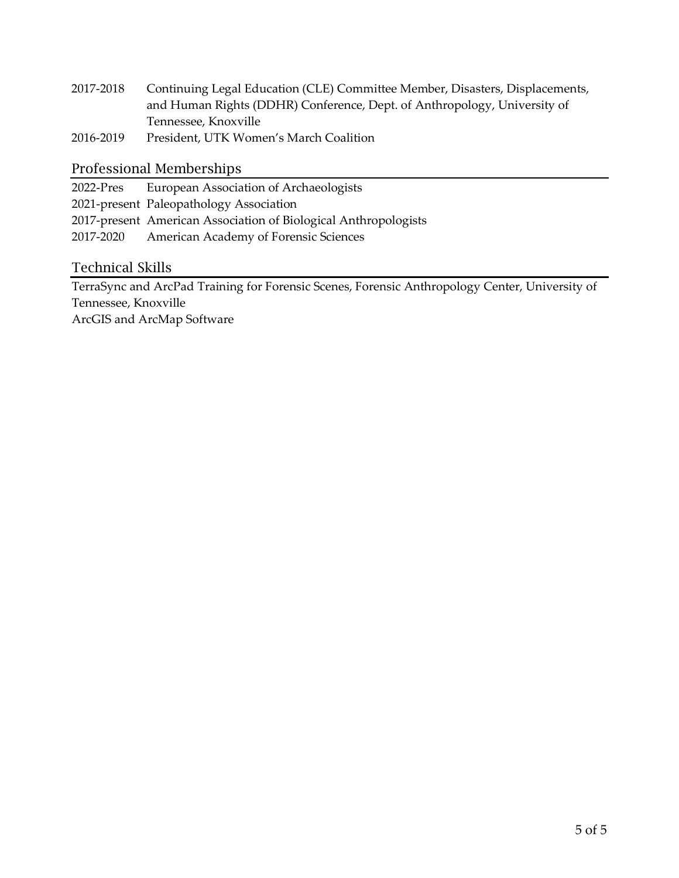2017-2018 Continuing Legal Education (CLE) Committee Member, Disasters, Displacements, and Human Rights (DDHR) Conference, Dept. of Anthropology, University of Tennessee, Knoxville

2016-2019 President, UTK Women's March Coalition

## Professional Memberships

2022-Pres European Association of Archaeologists

2021-present Paleopathology Association

2017-present American Association of Biological Anthropologists

2017-2020 American Academy of Forensic Sciences

## Technical Skills

TerraSync and ArcPad Training for Forensic Scenes, Forensic Anthropology Center, University of Tennessee, Knoxville

ArcGIS and ArcMap Software